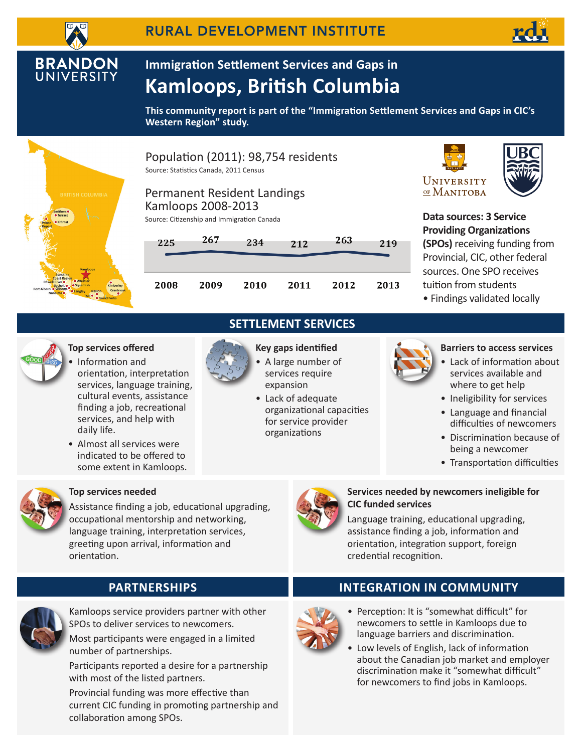RURAL DEVELOPMENT INSTITUTE

BRANDON UNIVERSITY

# Immigration Settlement Services and Gaps in Kamloops, British Columbia

**This community report is part of the “Immigration Settlement Services and Gaps in CIC’s Western Region” study.**

Population (2011): 98,754 residents
Source: Statistics Canada, 2011 Census

Permanent Resident Landings Kamloops 2008-2013
Source: Citizenship and Immigration Canada

| 2008 | 2009 | 2010 | 2011 | 2012 | 2013 |
|---|---|---|---|---|---|
| 225 | 267 | 234 | 212 | 263 | 219 |

**Data sources: 3 Service Providing Organizations (SPOs)** receiving funding from Provincial, CIC, other federal sources. One SPO receives tuition from students

- Findings validated locally

## SETTLEMENT SERVICES

### Top services offered

- Information and orientation, interpretation services, language training, cultural events, assistance finding a job, recreational services, and help with daily life.
- Almost all services were indicated to be offered to some extent in Kamloops.

### Key gaps identified

- A large number of services require expansion
- Lack of adequate organizational capacities for service provider organizations

### Barriers to access services

- Lack of information about services available and where to get help
- Ineligibility for services
- Language and financial difficulties of newcomers
- Discrimination because of being a newcomer
- Transportation difficulties

### Top services needed

Assistance finding a job, educational upgrading, occupational mentorship and networking, language training, interpretation services, greeting upon arrival, information and orientation.

### Services needed by newcomers ineligible for CIC funded services

Language training, educational upgrading, assistance finding a job, information and orientation, integration support, foreign credential recognition.

## PARTNERSHIPS

Kamloops service providers partner with other SPOs to deliver services to newcomers.

Most participants were engaged in a limited number of partnerships.

Participants reported a desire for a partnership with most of the listed partners.

Provincial funding was more effective than current CIC funding in promoting partnership and collaboration among SPOs.

## INTEGRATION IN COMMUNITY

- Perception: It is “somewhat difficult” for newcomers to settle in Kamloops due to language barriers and discrimination.
- Low levels of English, lack of information about the Canadian job market and employer discrimination make it “somewhat difficult” for newcomers to find jobs in Kamloops.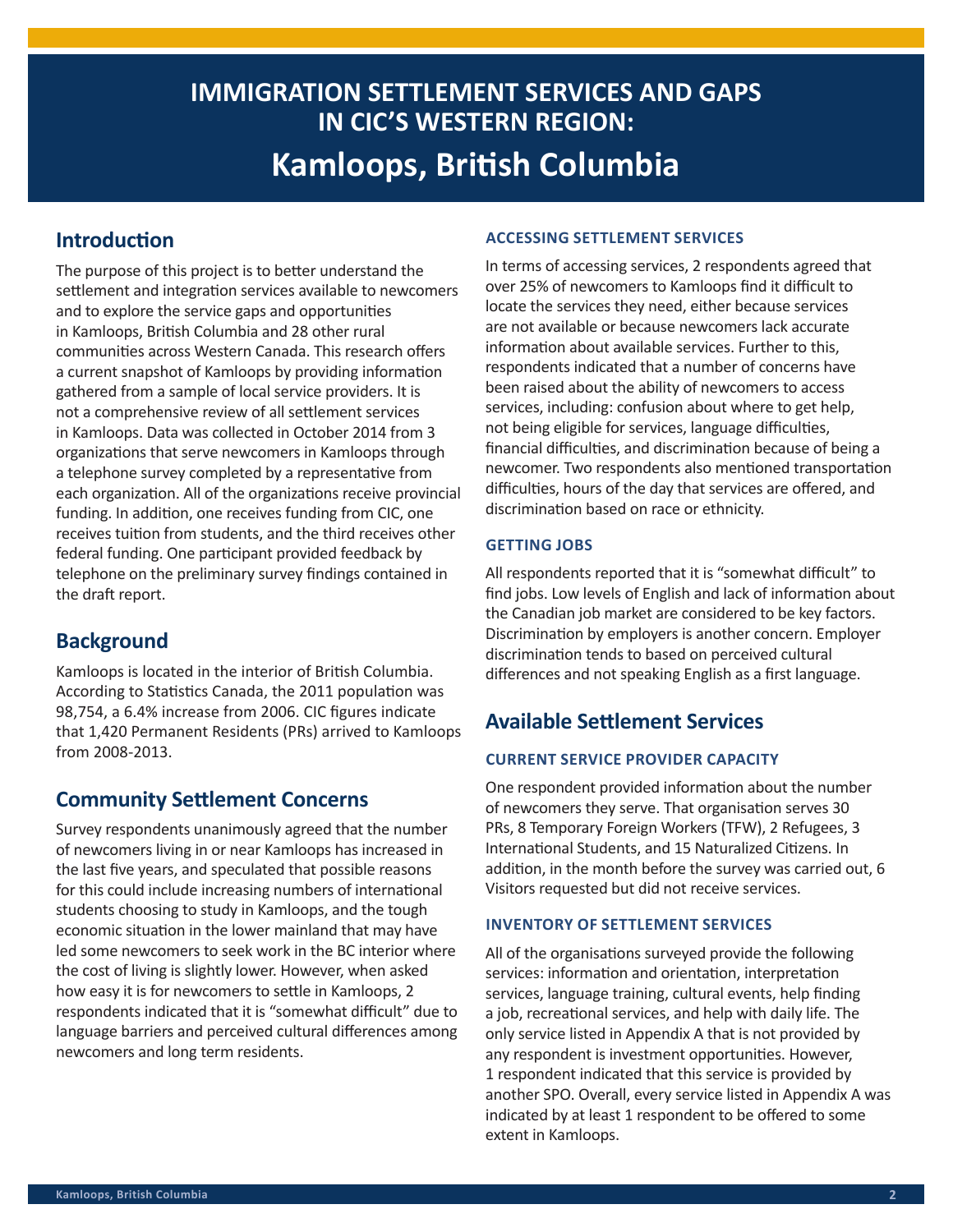# IMMIGRATION SETTLEMENT SERVICES AND GAPS IN CIC'S WESTERN REGION:

# Kamloops, British Columbia

## Introduction

The purpose of this project is to better understand the settlement and integration services available to newcomers and to explore the service gaps and opportunities in Kamloops, British Columbia and 28 other rural communities across Western Canada. This research offers a current snapshot of Kamloops by providing information gathered from a sample of local service providers. It is not a comprehensive review of all settlement services in Kamloops. Data was collected in October 2014 from 3 organizations that serve newcomers in Kamloops through a telephone survey completed by a representative from each organization. All of the organizations receive provincial funding. In addition, one receives funding from CIC, one receives tuition from students, and the third receives other federal funding. One participant provided feedback by telephone on the preliminary survey findings contained in the draft report.

## Background

Kamloops is located in the interior of British Columbia. According to Statistics Canada, the 2011 population was 98,754, a 6.4% increase from 2006. CIC figures indicate that 1,420 Permanent Residents (PRs) arrived to Kamloops from 2008-2013.

## Community Settlement Concerns

Survey respondents unanimously agreed that the number of newcomers living in or near Kamloops has increased in the last five years, and speculated that possible reasons for this could include increasing numbers of international students choosing to study in Kamloops, and the tough economic situation in the lower mainland that may have led some newcomers to seek work in the BC interior where the cost of living is slightly lower. However, when asked how easy it is for newcomers to settle in Kamloops, 2 respondents indicated that it is "somewhat difficult" due to language barriers and perceived cultural differences among newcomers and long term residents.

### ACCESSING SETTLEMENT SERVICES

In terms of accessing services, 2 respondents agreed that over 25% of newcomers to Kamloops find it difficult to locate the services they need, either because services are not available or because newcomers lack accurate information about available services. Further to this, respondents indicated that a number of concerns have been raised about the ability of newcomers to access services, including: confusion about where to get help, not being eligible for services, language difficulties, financial difficulties, and discrimination because of being a newcomer. Two respondents also mentioned transportation difficulties, hours of the day that services are offered, and discrimination based on race or ethnicity.

### GETTING JOBS

All respondents reported that it is "somewhat difficult" to find jobs. Low levels of English and lack of information about the Canadian job market are considered to be key factors. Discrimination by employers is another concern. Employer discrimination tends to based on perceived cultural differences and not speaking English as a first language.

## Available Settlement Services

### CURRENT SERVICE PROVIDER CAPACITY

One respondent provided information about the number of newcomers they serve. That organisation serves 30 PRs, 8 Temporary Foreign Workers (TFW), 2 Refugees, 3 International Students, and 15 Naturalized Citizens. In addition, in the month before the survey was carried out, 6 Visitors requested but did not receive services.

### INVENTORY OF SETTLEMENT SERVICES

All of the organisations surveyed provide the following services: information and orientation, interpretation services, language training, cultural events, help finding a job, recreational services, and help with daily life. The only service listed in Appendix A that is not provided by any respondent is investment opportunities. However, 1 respondent indicated that this service is provided by another SPO. Overall, every service listed in Appendix A was indicated by at least 1 respondent to be offered to some extent in Kamloops.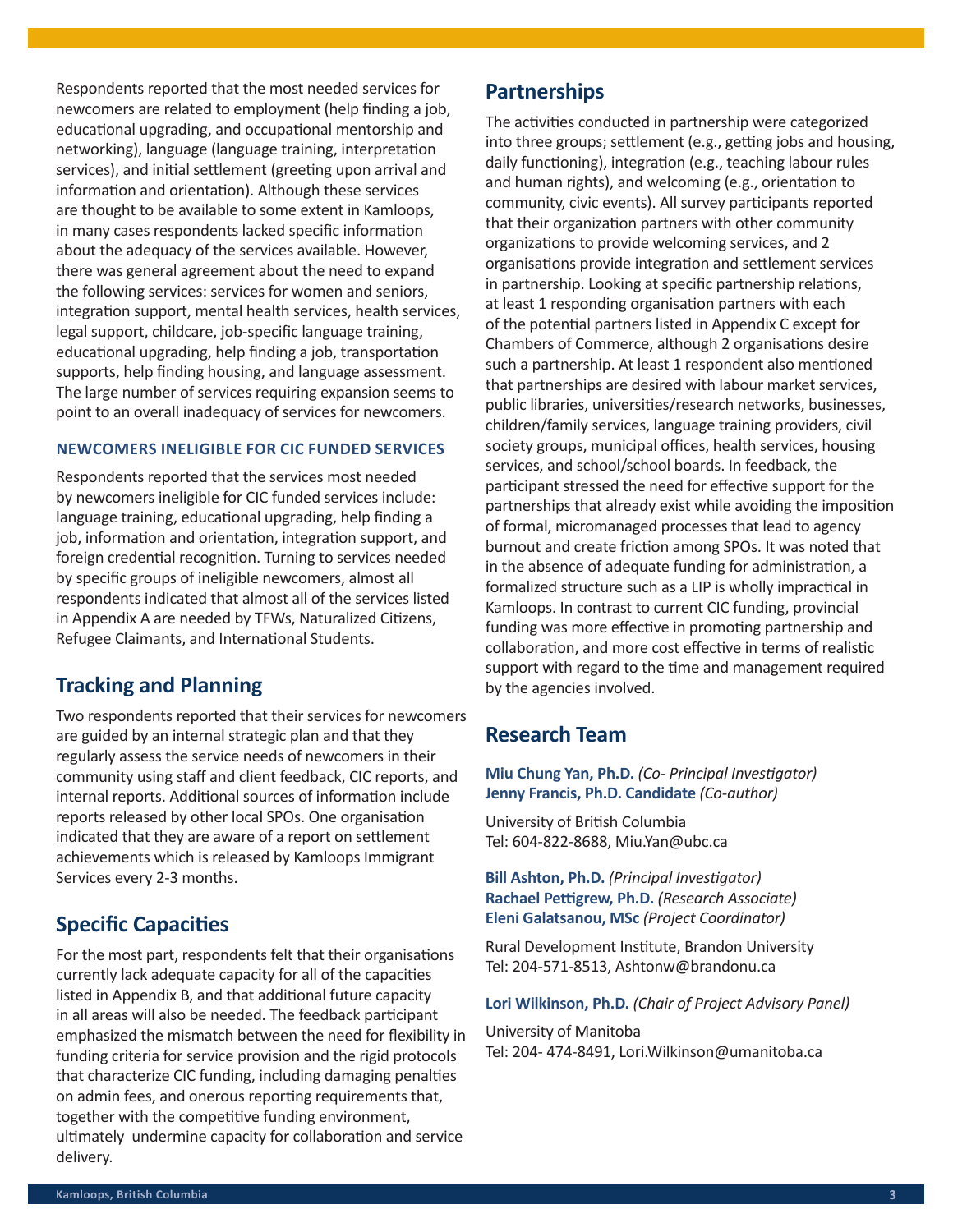Respondents reported that the most needed services for newcomers are related to employment (help finding a job, educational upgrading, and occupational mentorship and networking), language (language training, interpretation services), and initial settlement (greeting upon arrival and information and orientation). Although these services are thought to be available to some extent in Kamloops, in many cases respondents lacked specific information about the adequacy of the services available. However, there was general agreement about the need to expand the following services: services for women and seniors, integration support, mental health services, health services, legal support, childcare, job-specific language training, educational upgrading, help finding a job, transportation supports, help finding housing, and language assessment. The large number of services requiring expansion seems to point to an overall inadequacy of services for newcomers.

### NEWCOMERS INELIGIBLE FOR CIC FUNDED SERVICES

Respondents reported that the services most needed by newcomers ineligible for CIC funded services include: language training, educational upgrading, help finding a job, information and orientation, integration support, and foreign credential recognition. Turning to services needed by specific groups of ineligible newcomers, almost all respondents indicated that almost all of the services listed in Appendix A are needed by TFWs, Naturalized Citizens, Refugee Claimants, and International Students.

## Tracking and Planning

Two respondents reported that their services for newcomers are guided by an internal strategic plan and that they regularly assess the service needs of newcomers in their community using staff and client feedback, CIC reports, and internal reports. Additional sources of information include reports released by other local SPOs. One organisation indicated that they are aware of a report on settlement achievements which is released by Kamloops Immigrant Services every 2-3 months.

## Specific Capacities

For the most part, respondents felt that their organisations currently lack adequate capacity for all of the capacities listed in Appendix B, and that additional future capacity in all areas will also be needed. The feedback participant emphasized the mismatch between the need for flexibility in funding criteria for service provision and the rigid protocols that characterize CIC funding, including damaging penalties on admin fees, and onerous reporting requirements that, together with the competitive funding environment, ultimately undermine capacity for collaboration and service delivery.

## Partnerships

The activities conducted in partnership were categorized into three groups; settlement (e.g., getting jobs and housing, daily functioning), integration (e.g., teaching labour rules and human rights), and welcoming (e.g., orientation to community, civic events). All survey participants reported that their organization partners with other community organizations to provide welcoming services, and 2 organisations provide integration and settlement services in partnership. Looking at specific partnership relations, at least 1 responding organisation partners with each of the potential partners listed in Appendix C except for Chambers of Commerce, although 2 organisations desire such a partnership. At least 1 respondent also mentioned that partnerships are desired with labour market services, public libraries, universities/research networks, businesses, children/family services, language training providers, civil society groups, municipal offices, health services, housing services, and school/school boards. In feedback, the participant stressed the need for effective support for the partnerships that already exist while avoiding the imposition of formal, micromanaged processes that lead to agency burnout and create friction among SPOs. It was noted that in the absence of adequate funding for administration, a formalized structure such as a LIP is wholly impractical in Kamloops. In contrast to current CIC funding, provincial funding was more effective in promoting partnership and collaboration, and more cost effective in terms of realistic support with regard to the time and management required by the agencies involved.

## Research Team

**Miu Chung Yan, Ph.D.** *(Co- Principal Investigator)*
**Jenny Francis, Ph.D. Candidate** *(Co-author)*

University of British Columbia
Tel: 604-822-8688, Miu.Yan@ubc.ca

**Bill Ashton, Ph.D.** *(Principal Investigator)*
**Rachael Pettigrew, Ph.D.** *(Research Associate)*
**Eleni Galatsanou, MSc** *(Project Coordinator)*

Rural Development Institute, Brandon University
Tel: 204-571-8513, Ashtonw@brandonu.ca

**Lori Wilkinson, Ph.D.** *(Chair of Project Advisory Panel)*

University of Manitoba
Tel: 204- 474-8491, Lori.Wilkinson@umanitoba.ca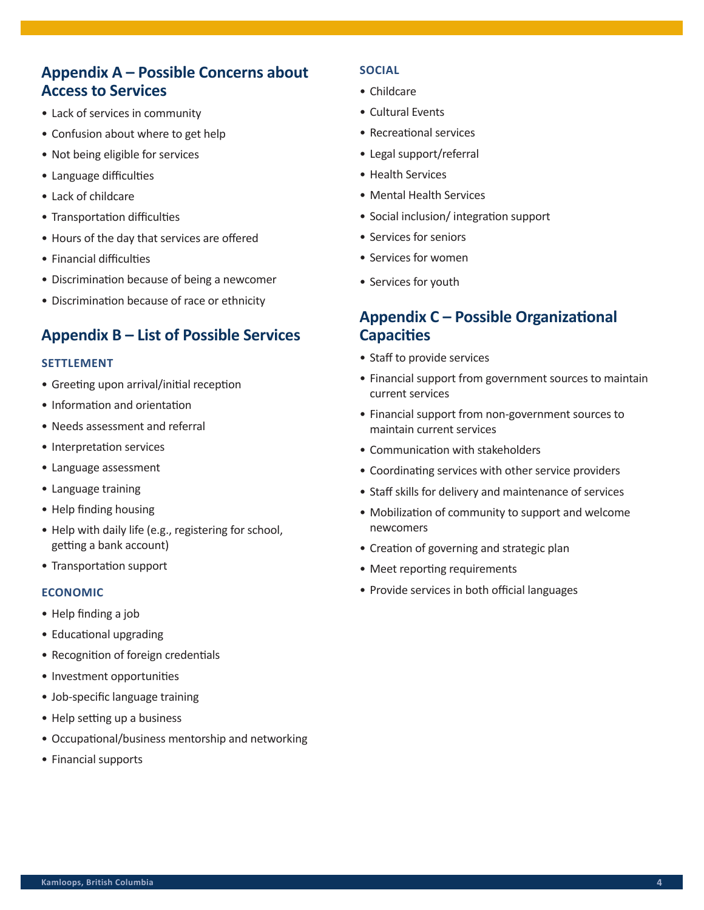## Appendix A – Possible Concerns about Access to Services

- Lack of services in community
- Confusion about where to get help
- Not being eligible for services
- Language difficulties
- Lack of childcare
- Transportation difficulties
- Hours of the day that services are offered
- Financial difficulties
- Discrimination because of being a newcomer
- Discrimination because of race or ethnicity

## Appendix B – List of Possible Services

### SETTLEMENT

- Greeting upon arrival/initial reception
- Information and orientation
- Needs assessment and referral
- Interpretation services
- Language assessment
- Language training
- Help finding housing
- Help with daily life (e.g., registering for school, getting a bank account)
- Transportation support

### ECONOMIC

- Help finding a job
- Educational upgrading
- Recognition of foreign credentials
- Investment opportunities
- Job-specific language training
- Help setting up a business
- Occupational/business mentorship and networking
- Financial supports

### SOCIAL

- Childcare
- Cultural Events
- Recreational services
- Legal support/referral
- Health Services
- Mental Health Services
- Social inclusion/ integration support
- Services for seniors
- Services for women
- Services for youth

## Appendix C – Possible Organizational Capacities

- Staff to provide services
- Financial support from government sources to maintain current services
- Financial support from non-government sources to maintain current services
- Communication with stakeholders
- Coordinating services with other service providers
- Staff skills for delivery and maintenance of services
- Mobilization of community to support and welcome newcomers
- Creation of governing and strategic plan
- Meet reporting requirements
- Provide services in both official languages